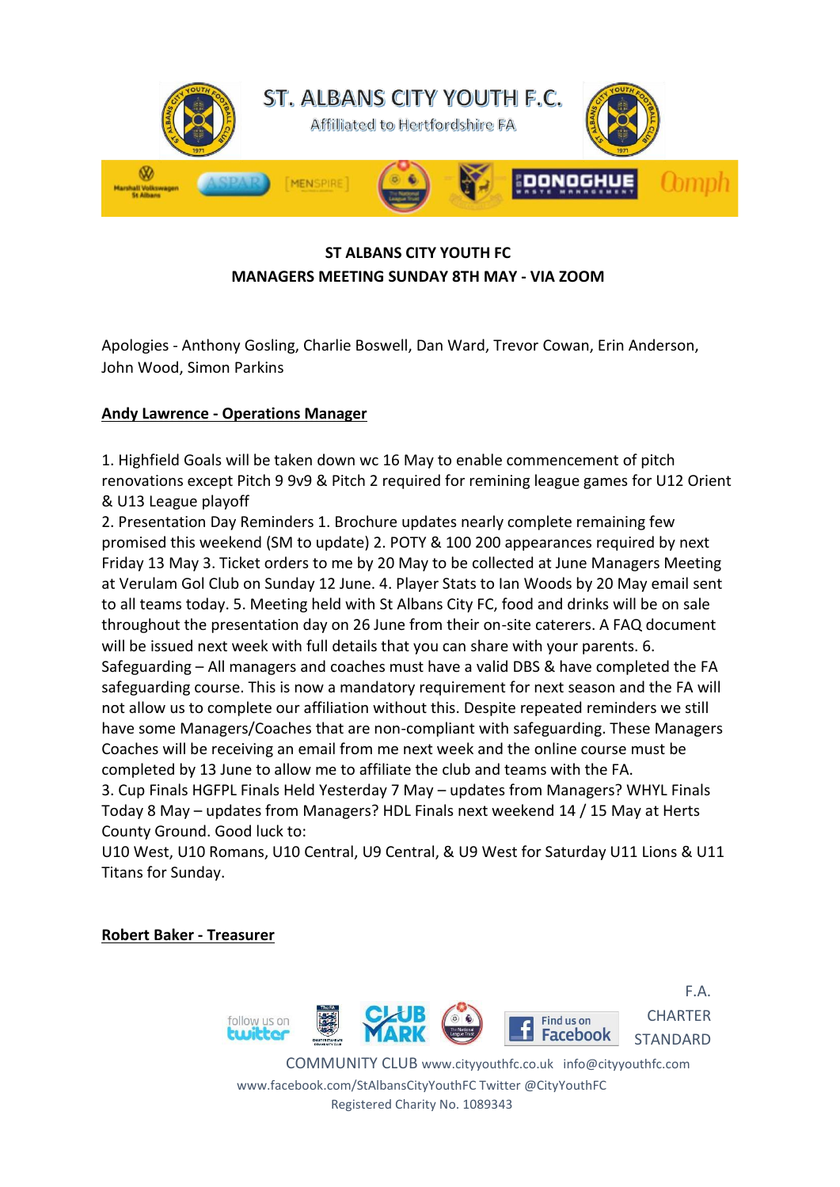# ST. ALBANS CITY YOUTH F.C.

Affiliated to Hertfordshire FA

**ST ALBANS CITY YOUTH FC**
**MANAGERS MEETING SUNDAY 8TH MAY - VIA ZOOM**

Apologies - Anthony Gosling, Charlie Boswell, Dan Ward, Trevor Cowan, Erin Anderson, John Wood, Simon Parkins

## Andy Lawrence - Operations Manager

1. Highfield Goals will be taken down wc 16 May to enable commencement of pitch renovations except Pitch 9 9v9 & Pitch 2 required for remining league games for U12 Orient & U13 League playoff
2. Presentation Day Reminders 1. Brochure updates nearly complete remaining few promised this weekend (SM to update) 2. POTY & 100 200 appearances required by next Friday 13 May 3. Ticket orders to me by 20 May to be collected at June Managers Meeting at Verulam Gol Club on Sunday 12 June. 4. Player Stats to Ian Woods by 20 May email sent to all teams today. 5. Meeting held with St Albans City FC, food and drinks will be on sale throughout the presentation day on 26 June from their on-site caterers. A FAQ document will be issued next week with full details that you can share with your parents. 6. Safeguarding – All managers and coaches must have a valid DBS & have completed the FA safeguarding course. This is now a mandatory requirement for next season and the FA will not allow us to complete our affiliation without this. Despite repeated reminders we still have some Managers/Coaches that are non-compliant with safeguarding. These Managers Coaches will be receiving an email from me next week and the online course must be completed by 13 June to allow me to affiliate the club and teams with the FA.
3. Cup Finals HGFPL Finals Held Yesterday 7 May – updates from Managers? WHYL Finals Today 8 May – updates from Managers? HDL Finals next weekend 14 / 15 May at Herts County Ground. Good luck to:
U10 West, U10 Romans, U10 Central, U9 Central, & U9 West for Saturday U11 Lions & U11 Titans for Sunday.

## Robert Baker - Treasurer

F.A. CHARTER STANDARD COMMUNITY CLUB www.cityyouthfc.co.uk info@cityyouthfc.com
www.facebook.com/StAlbansCityYouthFC Twitter @CityYouthFC
Registered Charity No. 1089343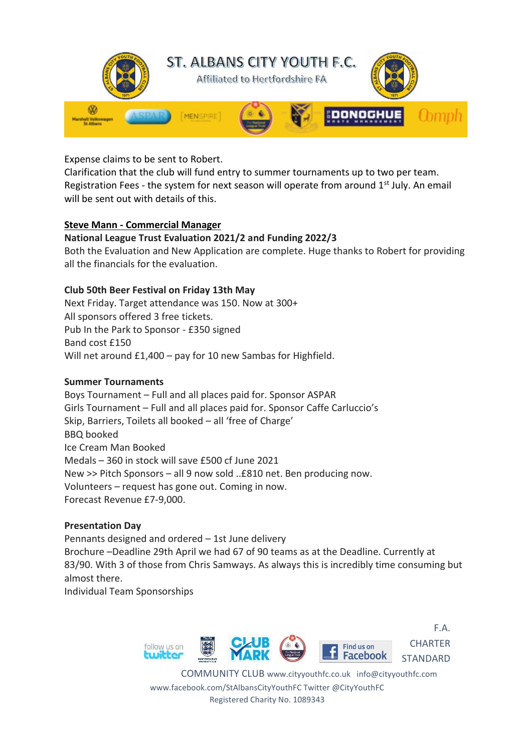Expense claims to be sent to Robert.
Clarification that the club will fund entry to summer tournaments up to two per team.
Registration Fees - the system for next season will operate from around 1st July. An email will be sent out with details of this.

**Steve Mann - Commercial Manager**

**National League Trust Evaluation 2021/2 and Funding 2022/3**
Both the Evaluation and New Application are complete. Huge thanks to Robert for providing all the financials for the evaluation.

**Club 50th Beer Festival on Friday 13th May**
Next Friday. Target attendance was 150. Now at 300+
All sponsors offered 3 free tickets.
Pub In the Park to Sponsor - £350 signed
Band cost £150
Will net around £1,400 – pay for 10 new Sambas for Highfield.

**Summer Tournaments**
Boys Tournament – Full and all places paid for. Sponsor ASPAR
Girls Tournament – Full and all places paid for. Sponsor Caffe Carluccio's
Skip, Barriers, Toilets all booked – all 'free of Charge'
BBQ booked
Ice Cream Man Booked
Medals – 360 in stock will save £500 cf June 2021
New >> Pitch Sponsors – all 9 now sold ..£810 net. Ben producing now.
Volunteers – request has gone out. Coming in now.
Forecast Revenue £7-9,000.

**Presentation Day**
Pennants designed and ordered – 1st June delivery
Brochure –Deadline 29th April we had 67 of 90 teams as at the Deadline. Currently at 83/90. With 3 of those from Chris Samways. As always this is incredibly time consuming but almost there.
Individual Team Sponsorships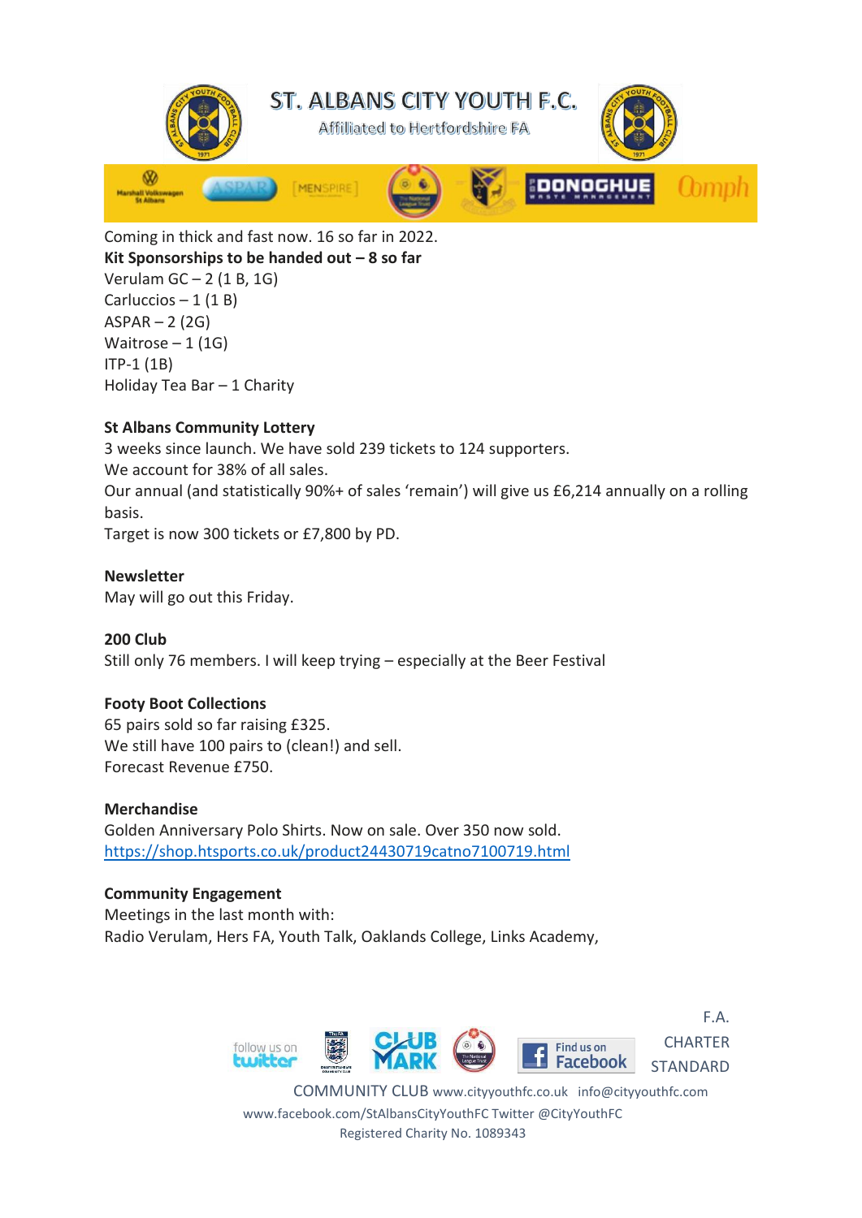Coming in thick and fast now. 16 so far in 2022.

**Kit Sponsorships to be handed out – 8 so far**

Verulam GC – 2 (1 B, 1G)
Carluccios – 1 (1 B)
ASPAR – 2 (2G)
Waitrose – 1 (1G)
ITP-1 (1B)
Holiday Tea Bar – 1 Charity

**St Albans Community Lottery**

3 weeks since launch. We have sold 239 tickets to 124 supporters.
We account for 38% of all sales.
Our annual (and statistically 90%+ of sales 'remain') will give us £6,214 annually on a rolling basis.
Target is now 300 tickets or £7,800 by PD.

**Newsletter**

May will go out this Friday.

**200 Club**

Still only 76 members. I will keep trying – especially at the Beer Festival

**Footy Boot Collections**

65 pairs sold so far raising £325.
We still have 100 pairs to (clean!) and sell.
Forecast Revenue £750.

**Merchandise**

Golden Anniversary Polo Shirts. Now on sale. Over 350 now sold.
https://shop.htsports.co.uk/product24430719catno7100719.html

**Community Engagement**

Meetings in the last month with:
Radio Verulam, Hers FA, Youth Talk, Oaklands College, Links Academy,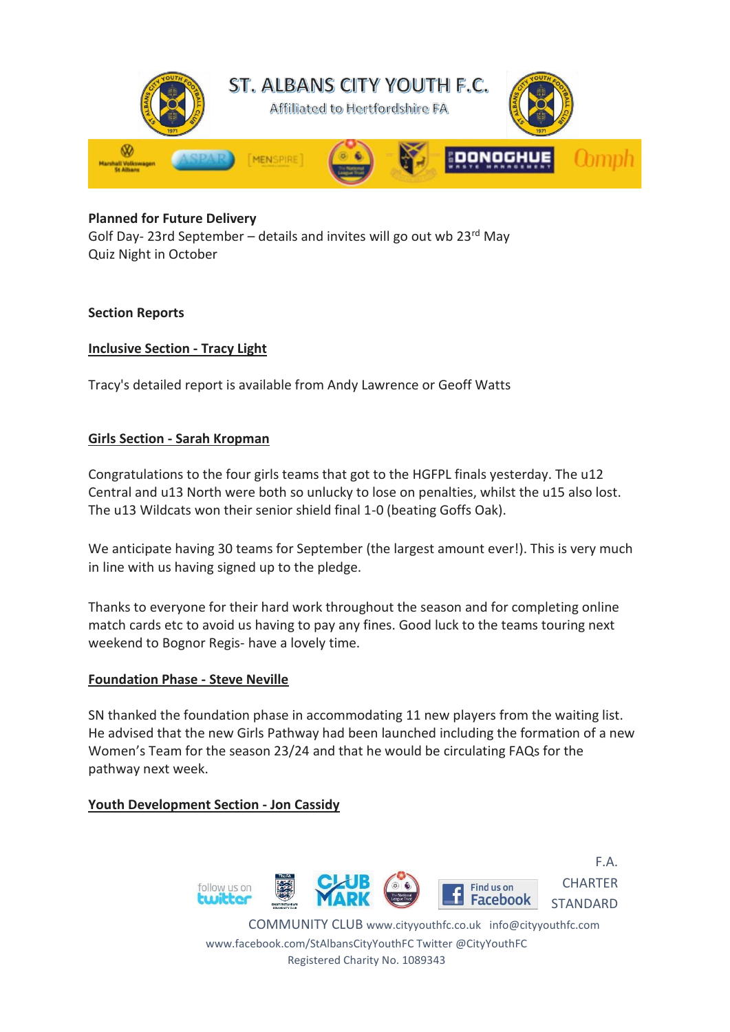**Planned for Future Delivery**
Golf Day- 23rd September – details and invites will go out wb 23rd May
Quiz Night in October

**Section Reports**

**Inclusive Section - Tracy Light**

Tracy's detailed report is available from Andy Lawrence or Geoff Watts

**Girls Section - Sarah Kropman**

Congratulations to the four girls teams that got to the HGFPL finals yesterday. The u12 Central and u13 North were both so unlucky to lose on penalties, whilst the u15 also lost. The u13 Wildcats won their senior shield final 1-0 (beating Goffs Oak).

We anticipate having 30 teams for September (the largest amount ever!). This is very much in line with us having signed up to the pledge.

Thanks to everyone for their hard work throughout the season and for completing online match cards etc to avoid us having to pay any fines. Good luck to the teams touring next weekend to Bognor Regis- have a lovely time.

**Foundation Phase - Steve Neville**

SN thanked the foundation phase in accommodating 11 new players from the waiting list. He advised that the new Girls Pathway had been launched including the formation of a new Women's Team for the season 23/24 and that he would be circulating FAQs for the pathway next week.

**Youth Development Section - Jon Cassidy**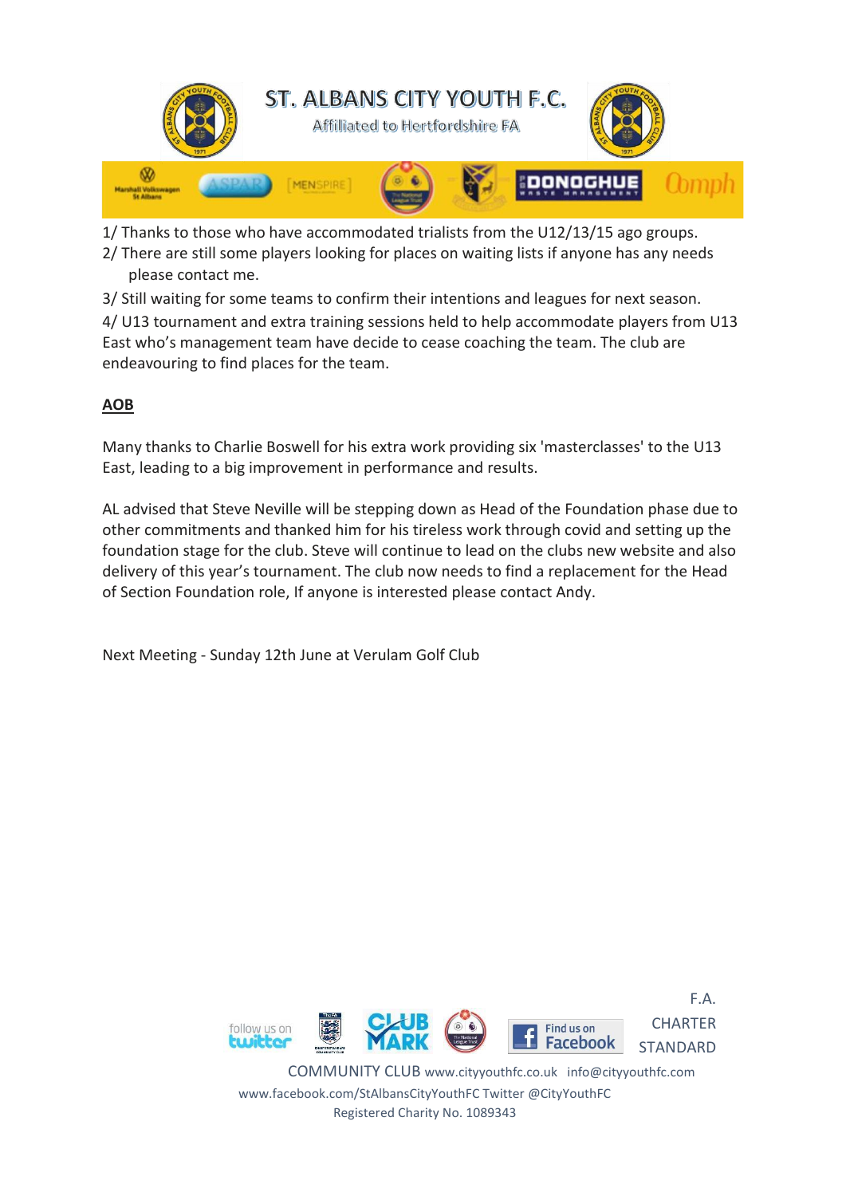1/ Thanks to those who have accommodated trialists from the U12/13/15 ago groups.

2/ There are still some players looking for places on waiting lists if anyone has any needs please contact me.

3/ Still waiting for some teams to confirm their intentions and leagues for next season.

4/ U13 tournament and extra training sessions held to help accommodate players from U13 East who's management team have decide to cease coaching the team. The club are endeavouring to find places for the team.

**AOB**

Many thanks to Charlie Boswell for his extra work providing six 'masterclasses' to the U13 East, leading to a big improvement in performance and results.

AL advised that Steve Neville will be stepping down as Head of the Foundation phase due to other commitments and thanked him for his tireless work through covid and setting up the foundation stage for the club. Steve will continue to lead on the clubs new website and also delivery of this year's tournament. The club now needs to find a replacement for the Head of Section Foundation role, If anyone is interested please contact Andy.

Next Meeting - Sunday 12th June at Verulam Golf Club